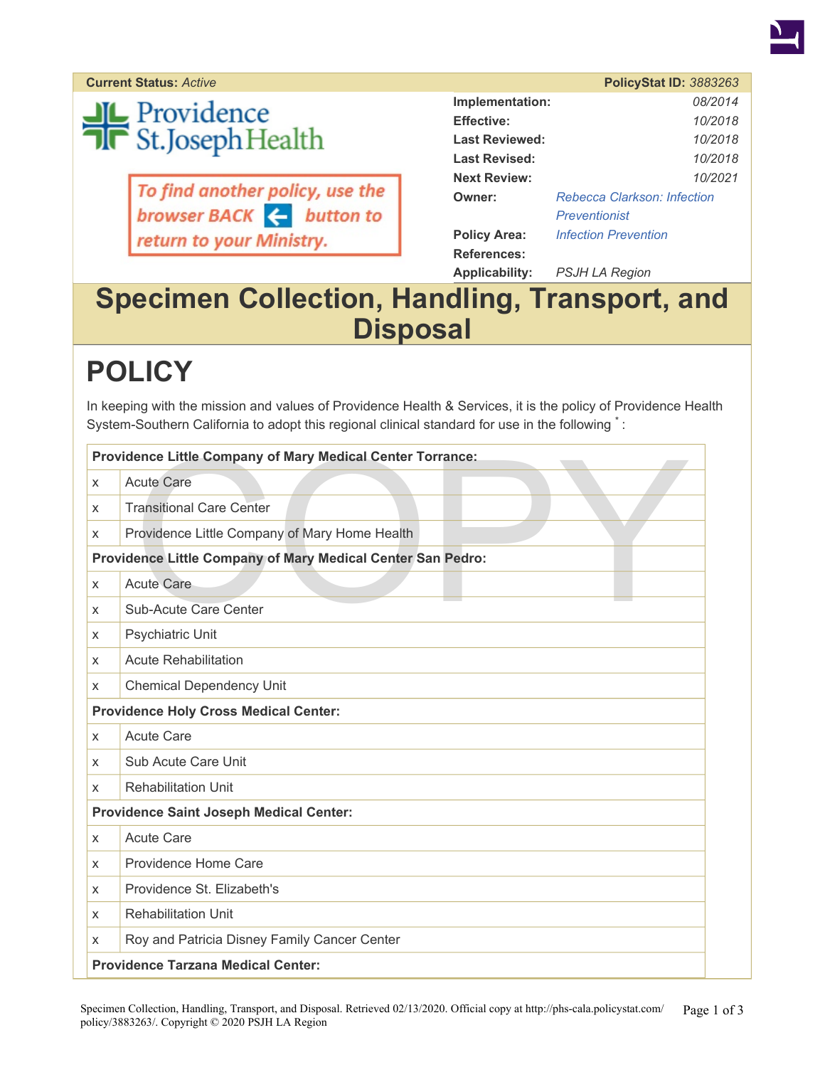**Current Status:** *Active* **PolicyStat ID:** *3883263*

Providence St. Joseph Health

*To find another policy, use the browser BACK button to return to your Ministry.*

| | |
|---|---|
| **Implementation:** | *08/2014* |
| **Effective:** | *10/2018* |
| **Last Reviewed:** | *10/2018* |
| **Last Revised:** | *10/2018* |
| **Next Review:** | *10/2021* |
| **Owner:** | *Rebecca Clarkson: Infection Preventionist* |
| **Policy Area:** | *Infection Prevention* |
| **References:** | |
| **Applicability:** | *PSJH LA Region* |

# Specimen Collection, Handling, Transport, and Disposal

# POLICY

In keeping with the mission and values of Providence Health & Services, it is the policy of Providence Health System-Southern California to adopt this regional clinical standard for use in the following * :

| **Providence Little Company of Mary Medical Center Torrance:** | |
|---|---|
| x | Acute Care |
| x | Transitional Care Center |
| x | Providence Little Company of Mary Home Health |
| **Providence Little Company of Mary Medical Center San Pedro:** | |
| x | Acute Care |
| x | Sub-Acute Care Center |
| x | Psychiatric Unit |
| x | Acute Rehabilitation |
| x | Chemical Dependency Unit |
| **Providence Holy Cross Medical Center:** | |
| x | Acute Care |
| x | Sub Acute Care Unit |
| x | Rehabilitation Unit |
| **Providence Saint Joseph Medical Center:** | |
| x | Acute Care |
| x | Providence Home Care |
| x | Providence St. Elizabeth's |
| x | Rehabilitation Unit |
| x | Roy and Patricia Disney Family Cancer Center |
| **Providence Tarzana Medical Center:** | |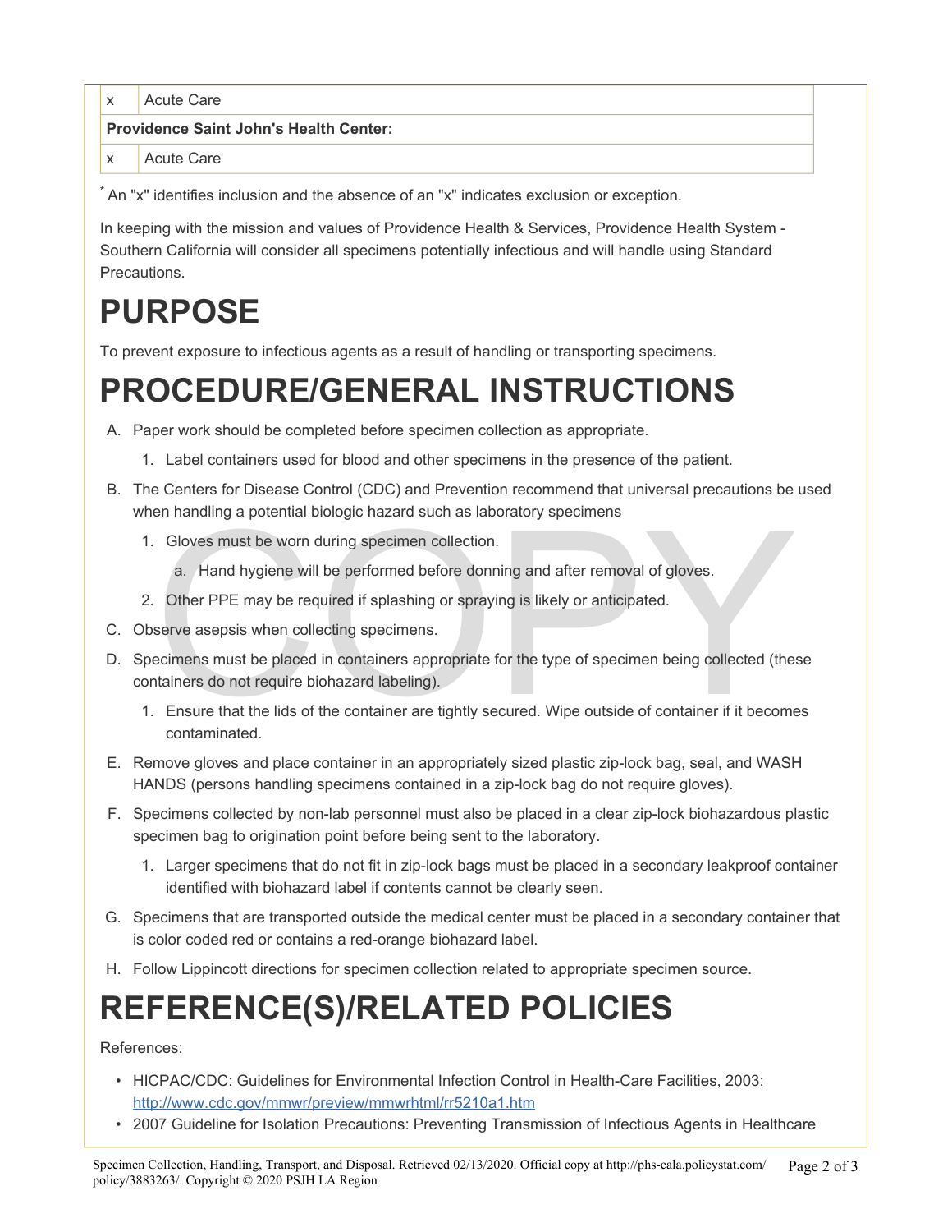| x | Acute Care |
|---|---|
| **Providence Saint John's Health Center:** | |
| x | Acute Care |

[*] An "x" identifies inclusion and the absence of an "x" indicates exclusion or exception.

In keeping with the mission and values of Providence Health & Services, Providence Health System - Southern California will consider all specimens potentially infectious and will handle using Standard Precautions.

# PURPOSE

To prevent exposure to infectious agents as a result of handling or transporting specimens.

# PROCEDURE/GENERAL INSTRUCTIONS

A. Paper work should be completed before specimen collection as appropriate.
    1. Label containers used for blood and other specimens in the presence of the patient.
B. The Centers for Disease Control (CDC) and Prevention recommend that universal precautions be used when handling a potential biologic hazard such as laboratory specimens
    1. Gloves must be worn during specimen collection.
        a. Hand hygiene will be performed before donning and after removal of gloves.
    2. Other PPE may be required if splashing or spraying is likely or anticipated.
C. Observe asepsis when collecting specimens.
D. Specimens must be placed in containers appropriate for the type of specimen being collected (these containers do not require biohazard labeling).
    1. Ensure that the lids of the container are tightly secured. Wipe outside of container if it becomes contaminated.
E. Remove gloves and place container in an appropriately sized plastic zip-lock bag, seal, and WASH HANDS (persons handling specimens contained in a zip-lock bag do not require gloves).
F. Specimens collected by non-lab personnel must also be placed in a clear zip-lock biohazardous plastic specimen bag to origination point before being sent to the laboratory.
    1. Larger specimens that do not fit in zip-lock bags must be placed in a secondary leakproof container identified with biohazard label if contents cannot be clearly seen.
G. Specimens that are transported outside the medical center must be placed in a secondary container that is color coded red or contains a red-orange biohazard label.
H. Follow Lippincott directions for specimen collection related to appropriate specimen source.

# REFERENCE(S)/RELATED POLICIES

References:

- HICPAC/CDC: Guidelines for Environmental Infection Control in Health-Care Facilities, 2003: http://www.cdc.gov/mmwr/preview/mmwrhtml/rr5210a1.htm
- 2007 Guideline for Isolation Precautions: Preventing Transmission of Infectious Agents in Healthcare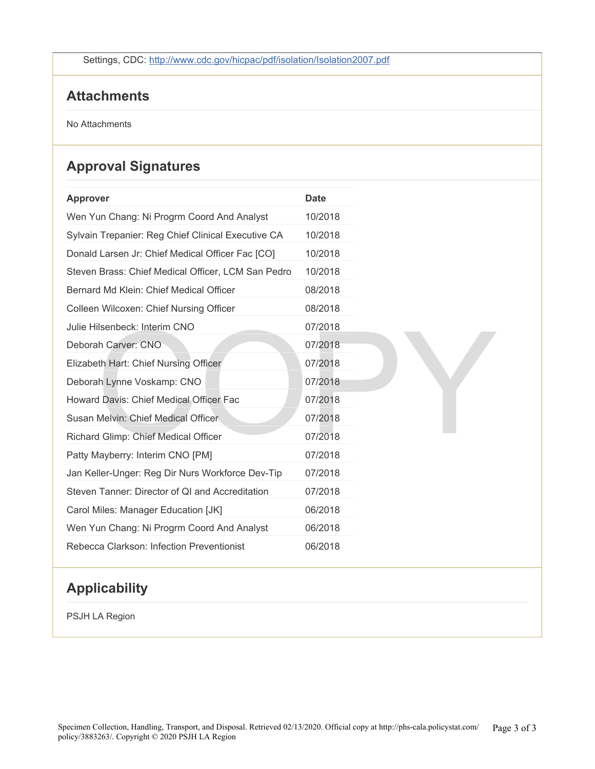Settings, CDC: http://www.cdc.gov/hicpac/pdf/isolation/Isolation2007.pdf

## Attachments

No Attachments

## Approval Signatures

| Approver | Date |
| --- | --- |
| Wen Yun Chang: Ni Progrm Coord And Analyst | 10/2018 |
| Sylvain Trepanier: Reg Chief Clinical Executive CA | 10/2018 |
| Donald Larsen Jr: Chief Medical Officer Fac [CO] | 10/2018 |
| Steven Brass: Chief Medical Officer, LCM San Pedro | 10/2018 |
| Bernard Md Klein: Chief Medical Officer | 08/2018 |
| Colleen Wilcoxen: Chief Nursing Officer | 08/2018 |
| Julie Hilsenbeck: Interim CNO | 07/2018 |
| Deborah Carver: CNO | 07/2018 |
| Elizabeth Hart: Chief Nursing Officer | 07/2018 |
| Deborah Lynne Voskamp: CNO | 07/2018 |
| Howard Davis: Chief Medical Officer Fac | 07/2018 |
| Susan Melvin: Chief Medical Officer | 07/2018 |
| Richard Glimp: Chief Medical Officer | 07/2018 |
| Patty Mayberry: Interim CNO [PM] | 07/2018 |
| Jan Keller-Unger: Reg Dir Nurs Workforce Dev-Tip | 07/2018 |
| Steven Tanner: Director of QI and Accreditation | 07/2018 |
| Carol Miles: Manager Education [JK] | 06/2018 |
| Wen Yun Chang: Ni Progrm Coord And Analyst | 06/2018 |
| Rebecca Clarkson: Infection Preventionist | 06/2018 |

## Applicability

PSJH LA Region